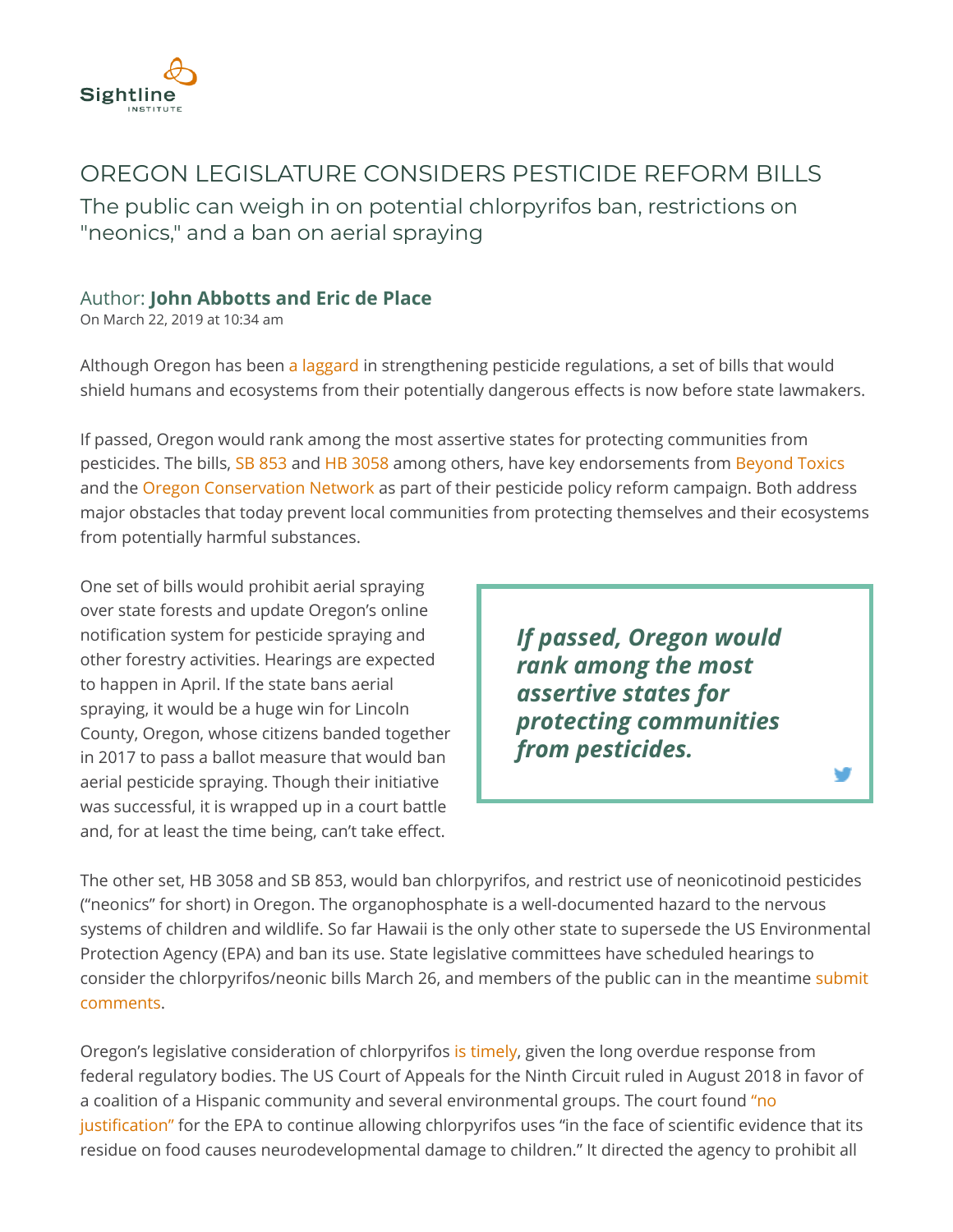Sightline Institute

# OREGON LEGISLATURE CONSIDERS PESTICIDE REFORM BILLS

## The public can weigh in on potential chlorpyrifos ban, restrictions on "neonics," and a ban on aerial spraying

Author: **John Abbotts and Eric de Place**

On March 22, 2019 at 10:34 am

Although Oregon has been a laggard in strengthening pesticide regulations, a set of bills that would shield humans and ecosystems from their potentially dangerous effects is now before state lawmakers.

If passed, Oregon would rank among the most assertive states for protecting communities from pesticides. The bills, SB 853 and HB 3058 among others, have key endorsements from Beyond Toxics and the Oregon Conservation Network as part of their pesticide policy reform campaign. Both address major obstacles that today prevent local communities from protecting themselves and their ecosystems from potentially harmful substances.

One set of bills would prohibit aerial spraying over state forests and update Oregon's online notification system for pesticide spraying and other forestry activities. Hearings are expected to happen in April. If the state bans aerial spraying, it would be a huge win for Lincoln County, Oregon, whose citizens banded together in 2017 to pass a ballot measure that would ban aerial pesticide spraying. Though their initiative was successful, it is wrapped up in a court battle and, for at least the time being, can't take effect.

> ***If passed, Oregon would rank among the most assertive states for protecting communities from pesticides.***

The other set, HB 3058 and SB 853, would ban chlorpyrifos, and restrict use of neonicotinoid pesticides ("neonics" for short) in Oregon. The organophosphate is a well-documented hazard to the nervous systems of children and wildlife. So far Hawaii is the only other state to supersede the US Environmental Protection Agency (EPA) and ban its use. State legislative committees have scheduled hearings to consider the chlorpyrifos/neonic bills March 26, and members of the public can in the meantime submit comments.

Oregon's legislative consideration of chlorpyrifos is timely, given the long overdue response from federal regulatory bodies. The US Court of Appeals for the Ninth Circuit ruled in August 2018 in favor of a coalition of a Hispanic community and several environmental groups. The court found "no justification" for the EPA to continue allowing chlorpyrifos uses "in the face of scientific evidence that its residue on food causes neurodevelopmental damage to children." It directed the agency to prohibit all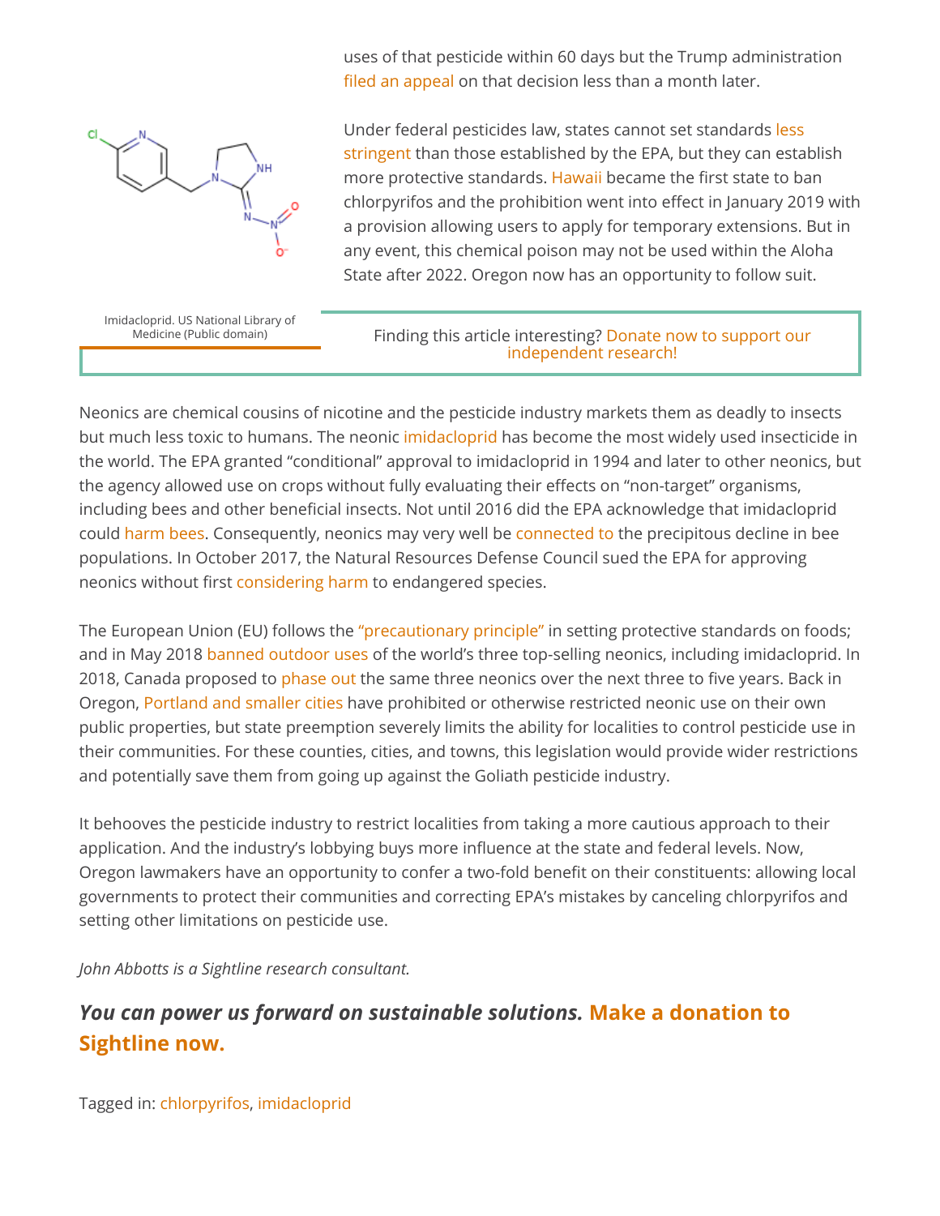uses of that pesticide within 60 days but the Trump administration filed an appeal on that decision less than a month later.

Under federal pesticides law, states cannot set standards less stringent than those established by the EPA, but they can establish more protective standards. Hawaii became the first state to ban chlorpyrifos and the prohibition went into effect in January 2019 with a provision allowing users to apply for temporary extensions. But in any event, this chemical poison may not be used within the Aloha State after 2022. Oregon now has an opportunity to follow suit.

Imidacloprid. US National Library of Medicine (Public domain)

Finding this article interesting? Donate now to support our independent research!

Neonics are chemical cousins of nicotine and the pesticide industry markets them as deadly to insects but much less toxic to humans. The neonic imidacloprid has become the most widely used insecticide in the world. The EPA granted "conditional" approval to imidacloprid in 1994 and later to other neonics, but the agency allowed use on crops without fully evaluating their effects on "non-target" organisms, including bees and other beneficial insects. Not until 2016 did the EPA acknowledge that imidacloprid could harm bees. Consequently, neonics may very well be connected to the precipitous decline in bee populations. In October 2017, the Natural Resources Defense Council sued the EPA for approving neonics without first considering harm to endangered species.

The European Union (EU) follows the "precautionary principle" in setting protective standards on foods; and in May 2018 banned outdoor uses of the world's three top-selling neonics, including imidacloprid. In 2018, Canada proposed to phase out the same three neonics over the next three to five years. Back in Oregon, Portland and smaller cities have prohibited or otherwise restricted neonic use on their own public properties, but state preemption severely limits the ability for localities to control pesticide use in their communities. For these counties, cities, and towns, this legislation would provide wider restrictions and potentially save them from going up against the Goliath pesticide industry.

It behooves the pesticide industry to restrict localities from taking a more cautious approach to their application. And the industry's lobbying buys more influence at the state and federal levels. Now, Oregon lawmakers have an opportunity to confer a two-fold benefit on their constituents: allowing local governments to protect their communities and correcting EPA's mistakes by canceling chlorpyrifos and setting other limitations on pesticide use.

*John Abbotts is a Sightline research consultant.*

***You can power us forward on sustainable solutions.* Make a donation to Sightline now.**

Tagged in: chlorpyrifos, imidacloprid